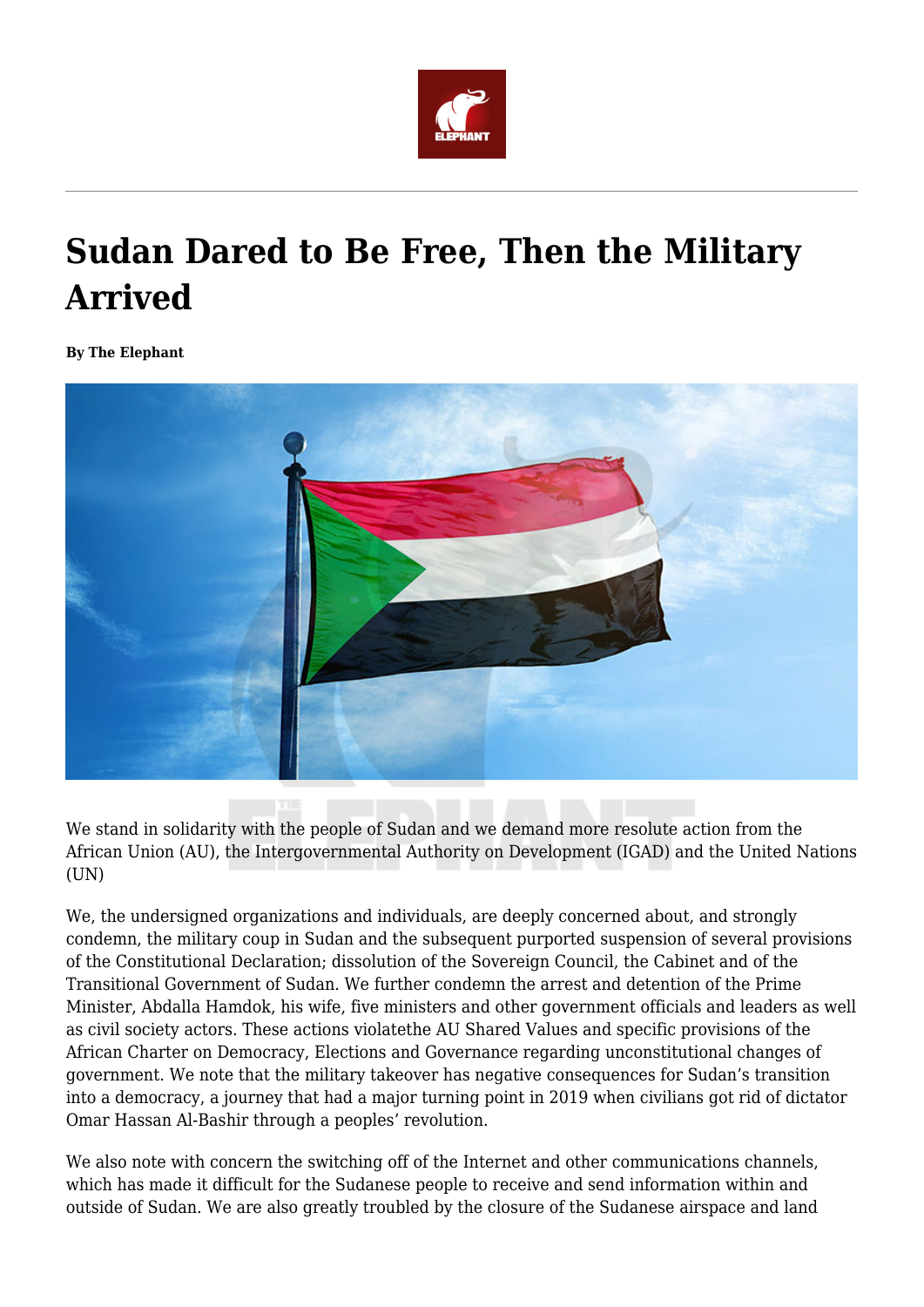# Sudan Dared to Be Free, Then the Military Arrived

**By The Elephant**

We stand in solidarity with the people of Sudan and we demand more resolute action from the African Union (AU), the Intergovernmental Authority on Development (IGAD) and the United Nations (UN)

We, the undersigned organizations and individuals, are deeply concerned about, and strongly condemn, the military coup in Sudan and the subsequent purported suspension of several provisions of the Constitutional Declaration; dissolution of the Sovereign Council, the Cabinet and of the Transitional Government of Sudan. We further condemn the arrest and detention of the Prime Minister, Abdalla Hamdok, his wife, five ministers and other government officials and leaders as well as civil society actors. These actions violatethe AU Shared Values and specific provisions of the African Charter on Democracy, Elections and Governance regarding unconstitutional changes of government. We note that the military takeover has negative consequences for Sudan's transition into a democracy, a journey that had a major turning point in 2019 when civilians got rid of dictator Omar Hassan Al-Bashir through a peoples' revolution.

We also note with concern the switching off of the Internet and other communications channels, which has made it difficult for the Sudanese people to receive and send information within and outside of Sudan. We are also greatly troubled by the closure of the Sudanese airspace and land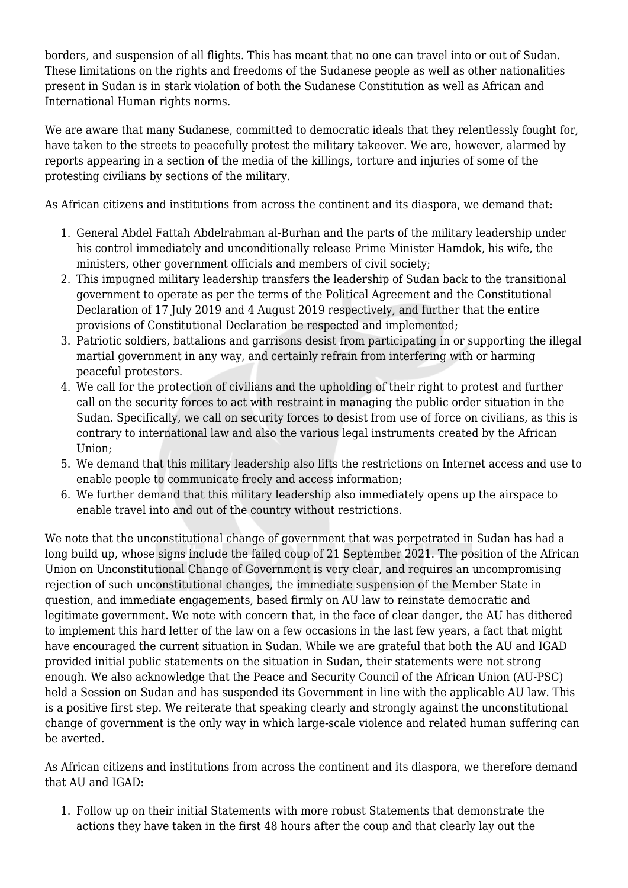borders, and suspension of all flights. This has meant that no one can travel into or out of Sudan. These limitations on the rights and freedoms of the Sudanese people as well as other nationalities present in Sudan is in stark violation of both the Sudanese Constitution as well as African and International Human rights norms.

We are aware that many Sudanese, committed to democratic ideals that they relentlessly fought for, have taken to the streets to peacefully protest the military takeover. We are, however, alarmed by reports appearing in a section of the media of the killings, torture and injuries of some of the protesting civilians by sections of the military.

As African citizens and institutions from across the continent and its diaspora, we demand that:

1. General Abdel Fattah Abdelrahman al-Burhan and the parts of the military leadership under his control immediately and unconditionally release Prime Minister Hamdok, his wife, the ministers, other government officials and members of civil society;
2. This impugned military leadership transfers the leadership of Sudan back to the transitional government to operate as per the terms of the Political Agreement and the Constitutional Declaration of 17 July 2019 and 4 August 2019 respectively, and further that the entire provisions of Constitutional Declaration be respected and implemented;
3. Patriotic soldiers, battalions and garrisons desist from participating in or supporting the illegal martial government in any way, and certainly refrain from interfering with or harming peaceful protestors.
4. We call for the protection of civilians and the upholding of their right to protest and further call on the security forces to act with restraint in managing the public order situation in the Sudan. Specifically, we call on security forces to desist from use of force on civilians, as this is contrary to international law and also the various legal instruments created by the African Union;
5. We demand that this military leadership also lifts the restrictions on Internet access and use to enable people to communicate freely and access information;
6. We further demand that this military leadership also immediately opens up the airspace to enable travel into and out of the country without restrictions.

We note that the unconstitutional change of government that was perpetrated in Sudan has had a long build up, whose signs include the failed coup of 21 September 2021. The position of the African Union on Unconstitutional Change of Government is very clear, and requires an uncompromising rejection of such unconstitutional changes, the immediate suspension of the Member State in question, and immediate engagements, based firmly on AU law to reinstate democratic and legitimate government. We note with concern that, in the face of clear danger, the AU has dithered to implement this hard letter of the law on a few occasions in the last few years, a fact that might have encouraged the current situation in Sudan. While we are grateful that both the AU and IGAD provided initial public statements on the situation in Sudan, their statements were not strong enough. We also acknowledge that the Peace and Security Council of the African Union (AU-PSC) held a Session on Sudan and has suspended its Government in line with the applicable AU law. This is a positive first step. We reiterate that speaking clearly and strongly against the unconstitutional change of government is the only way in which large-scale violence and related human suffering can be averted.

As African citizens and institutions from across the continent and its diaspora, we therefore demand that AU and IGAD:

1. Follow up on their initial Statements with more robust Statements that demonstrate the actions they have taken in the first 48 hours after the coup and that clearly lay out the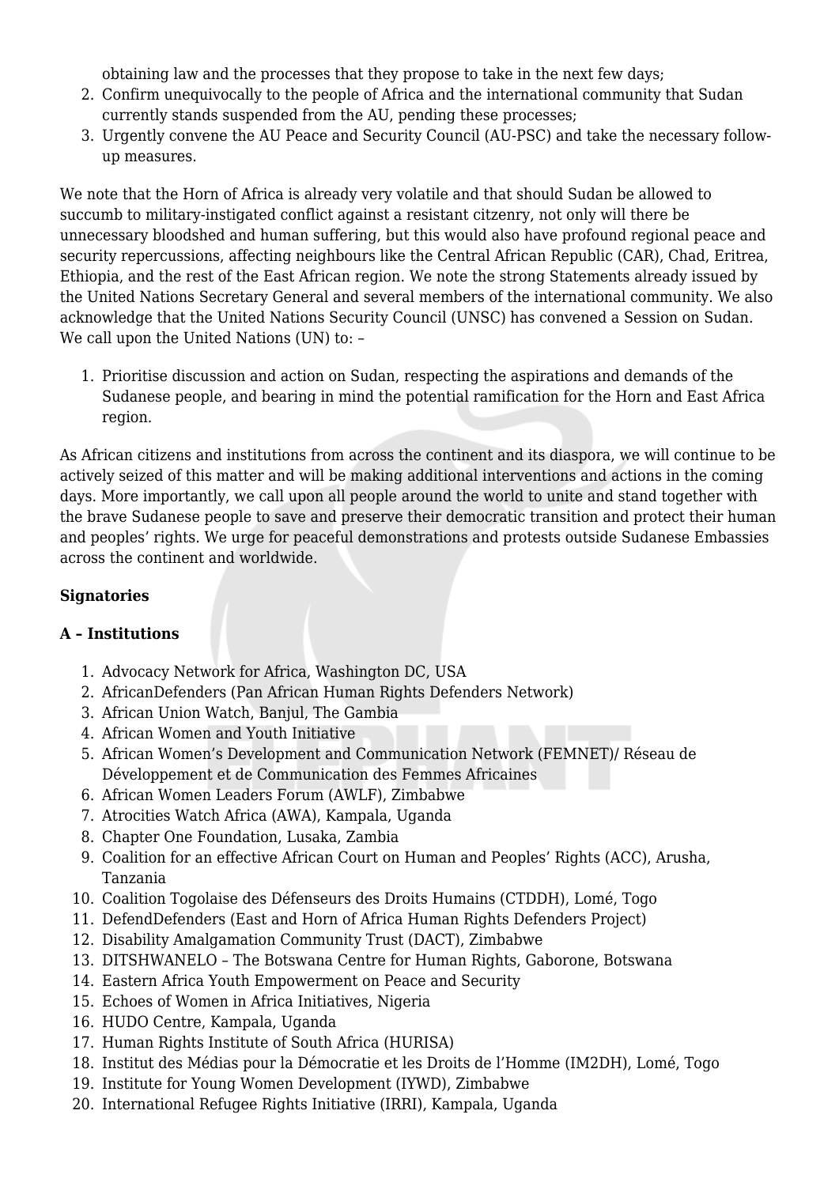obtaining law and the processes that they propose to take in the next few days;

2. Confirm unequivocally to the people of Africa and the international community that Sudan currently stands suspended from the AU, pending these processes;
3. Urgently convene the AU Peace and Security Council (AU-PSC) and take the necessary follow-up measures.

We note that the Horn of Africa is already very volatile and that should Sudan be allowed to succumb to military-instigated conflict against a resistant citzenry, not only will there be unnecessary bloodshed and human suffering, but this would also have profound regional peace and security repercussions, affecting neighbours like the Central African Republic (CAR), Chad, Eritrea, Ethiopia, and the rest of the East African region. We note the strong Statements already issued by the United Nations Secretary General and several members of the international community. We also acknowledge that the United Nations Security Council (UNSC) has convened a Session on Sudan. We call upon the United Nations (UN) to: –

1. Prioritise discussion and action on Sudan, respecting the aspirations and demands of the Sudanese people, and bearing in mind the potential ramification for the Horn and East Africa region.

As African citizens and institutions from across the continent and its diaspora, we will continue to be actively seized of this matter and will be making additional interventions and actions in the coming days. More importantly, we call upon all people around the world to unite and stand together with the brave Sudanese people to save and preserve their democratic transition and protect their human and peoples' rights. We urge for peaceful demonstrations and protests outside Sudanese Embassies across the continent and worldwide.

**Signatories**

**A – Institutions**

1. Advocacy Network for Africa, Washington DC, USA
2. AfricanDefenders (Pan African Human Rights Defenders Network)
3. African Union Watch, Banjul, The Gambia
4. African Women and Youth Initiative
5. African Women's Development and Communication Network (FEMNET)/ Réseau de Développement et de Communication des Femmes Africaines
6. African Women Leaders Forum (AWLF), Zimbabwe
7. Atrocities Watch Africa (AWA), Kampala, Uganda
8. Chapter One Foundation, Lusaka, Zambia
9. Coalition for an effective African Court on Human and Peoples' Rights (ACC), Arusha, Tanzania
10. Coalition Togolaise des Défenseurs des Droits Humains (CTDDH), Lomé, Togo
11. DefendDefenders (East and Horn of Africa Human Rights Defenders Project)
12. Disability Amalgamation Community Trust (DACT), Zimbabwe
13. DITSHWANELO – The Botswana Centre for Human Rights, Gaborone, Botswana
14. Eastern Africa Youth Empowerment on Peace and Security
15. Echoes of Women in Africa Initiatives, Nigeria
16. HUDO Centre, Kampala, Uganda
17. Human Rights Institute of South Africa (HURISA)
18. Institut des Médias pour la Démocratie et les Droits de l'Homme (IM2DH), Lomé, Togo
19. Institute for Young Women Development (IYWD), Zimbabwe
20. International Refugee Rights Initiative (IRRI), Kampala, Uganda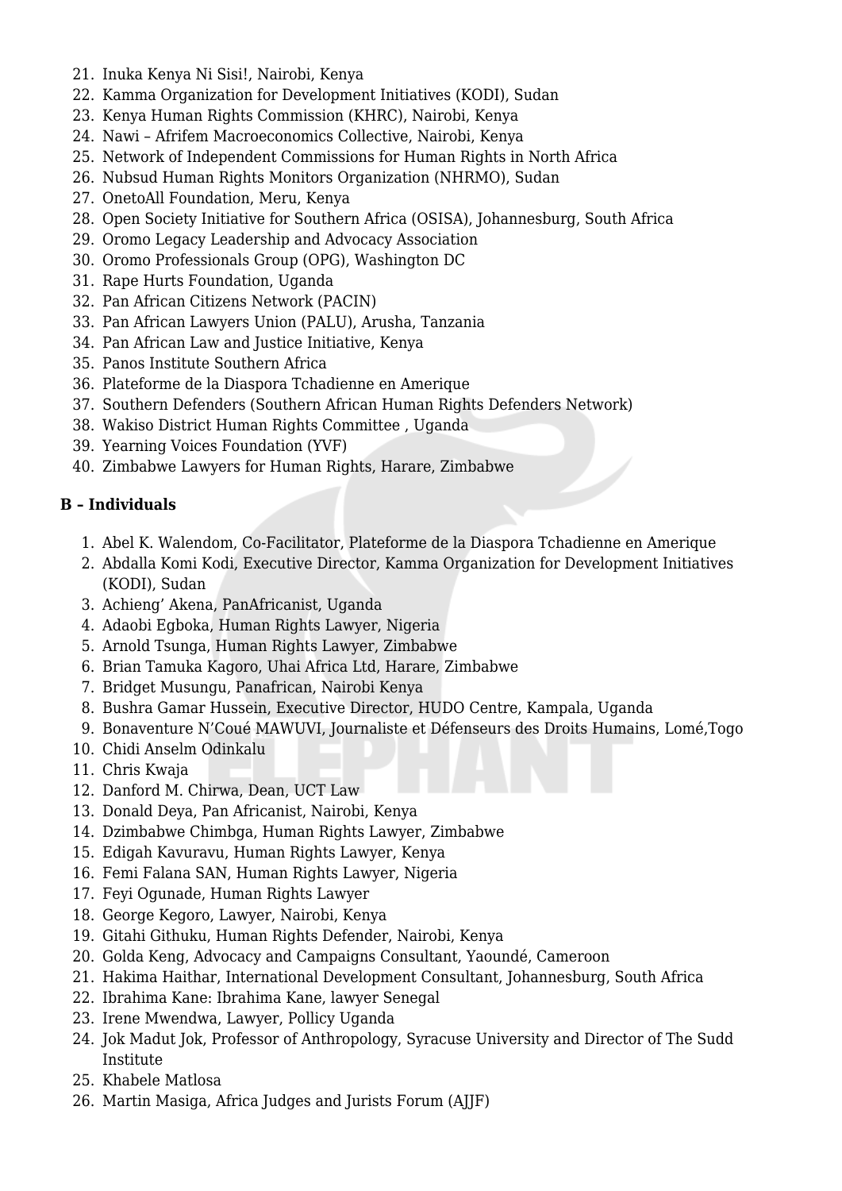21. Inuka Kenya Ni Sisi!, Nairobi, Kenya
22. Kamma Organization for Development Initiatives (KODI), Sudan
23. Kenya Human Rights Commission (KHRC), Nairobi, Kenya
24. Nawi – Afrifem Macroeconomics Collective, Nairobi, Kenya
25. Network of Independent Commissions for Human Rights in North Africa
26. Nubsud Human Rights Monitors Organization (NHRMO), Sudan
27. OnetoAll Foundation, Meru, Kenya
28. Open Society Initiative for Southern Africa (OSISA), Johannesburg, South Africa
29. Oromo Legacy Leadership and Advocacy Association
30. Oromo Professionals Group (OPG), Washington DC
31. Rape Hurts Foundation, Uganda
32. Pan African Citizens Network (PACIN)
33. Pan African Lawyers Union (PALU), Arusha, Tanzania
34. Pan African Law and Justice Initiative, Kenya
35. Panos Institute Southern Africa
36. Plateforme de la Diaspora Tchadienne en Amerique
37. Southern Defenders (Southern African Human Rights Defenders Network)
38. Wakiso District Human Rights Committee , Uganda
39. Yearning Voices Foundation (YVF)
40. Zimbabwe Lawyers for Human Rights, Harare, Zimbabwe

**B – Individuals**

1. Abel K. Walendom, Co-Facilitator, Plateforme de la Diaspora Tchadienne en Amerique
2. Abdalla Komi Kodi, Executive Director, Kamma Organization for Development Initiatives (KODI), Sudan
3. Achieng' Akena, PanAfricanist, Uganda
4. Adaobi Egboka, Human Rights Lawyer, Nigeria
5. Arnold Tsunga, Human Rights Lawyer, Zimbabwe
6. Brian Tamuka Kagoro, Uhai Africa Ltd, Harare, Zimbabwe
7. Bridget Musungu, Panafrican, Nairobi Kenya
8. Bushra Gamar Hussein, Executive Director, HUDO Centre, Kampala, Uganda
9. Bonaventure N'Coué MAWUVI, Journaliste et Défenseurs des Droits Humains, Lomé,Togo
10. Chidi Anselm Odinkalu
11. Chris Kwaja
12. Danford M. Chirwa, Dean, UCT Law
13. Donald Deya, Pan Africanist, Nairobi, Kenya
14. Dzimbabwe Chimbga, Human Rights Lawyer, Zimbabwe
15. Edigah Kavuravu, Human Rights Lawyer, Kenya
16. Femi Falana SAN, Human Rights Lawyer, Nigeria
17. Feyi Ogunade, Human Rights Lawyer
18. George Kegoro, Lawyer, Nairobi, Kenya
19. Gitahi Githuku, Human Rights Defender, Nairobi, Kenya
20. Golda Keng, Advocacy and Campaigns Consultant, Yaoundé, Cameroon
21. Hakima Haithar, International Development Consultant, Johannesburg, South Africa
22. Ibrahima Kane: Ibrahima Kane, lawyer Senegal
23. Irene Mwendwa, Lawyer, Pollicy Uganda
24. Jok Madut Jok, Professor of Anthropology, Syracuse University and Director of The Sudd Institute
25. Khabele Matlosa
26. Martin Masiga, Africa Judges and Jurists Forum (AJJF)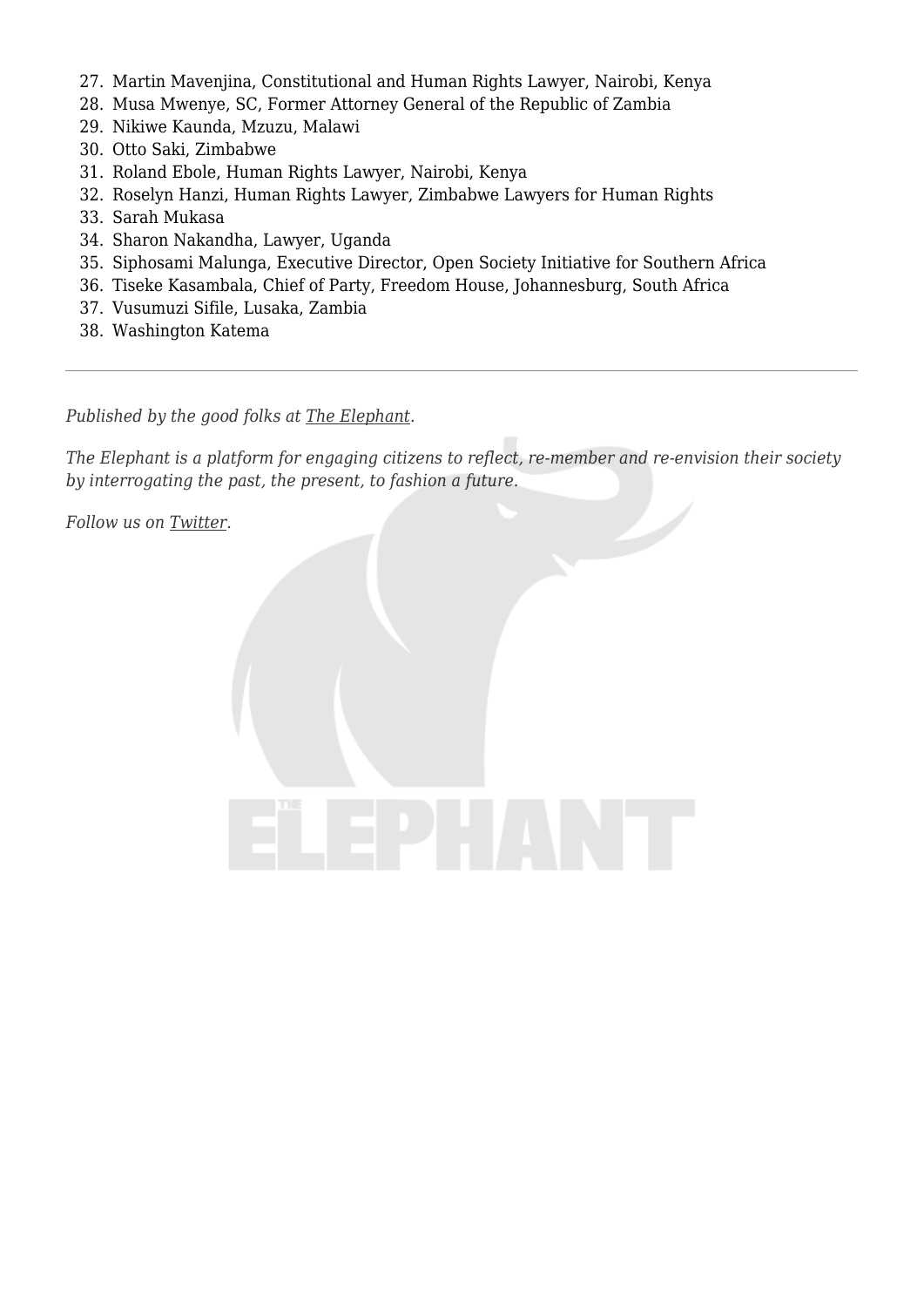27. Martin Mavenjina, Constitutional and Human Rights Lawyer, Nairobi, Kenya
28. Musa Mwenye, SC, Former Attorney General of the Republic of Zambia
29. Nikiwe Kaunda, Mzuzu, Malawi
30. Otto Saki, Zimbabwe
31. Roland Ebole, Human Rights Lawyer, Nairobi, Kenya
32. Roselyn Hanzi, Human Rights Lawyer, Zimbabwe Lawyers for Human Rights
33. Sarah Mukasa
34. Sharon Nakandha, Lawyer, Uganda
35. Siphosami Malunga, Executive Director, Open Society Initiative for Southern Africa
36. Tiseke Kasambala, Chief of Party, Freedom House, Johannesburg, South Africa
37. Vusumuzi Sifile, Lusaka, Zambia
38. Washington Katema

---

*Published by the good folks at The Elephant.*

*The Elephant is a platform for engaging citizens to reflect, re-member and re-envision their society by interrogating the past, the present, to fashion a future.*

*Follow us on Twitter.*